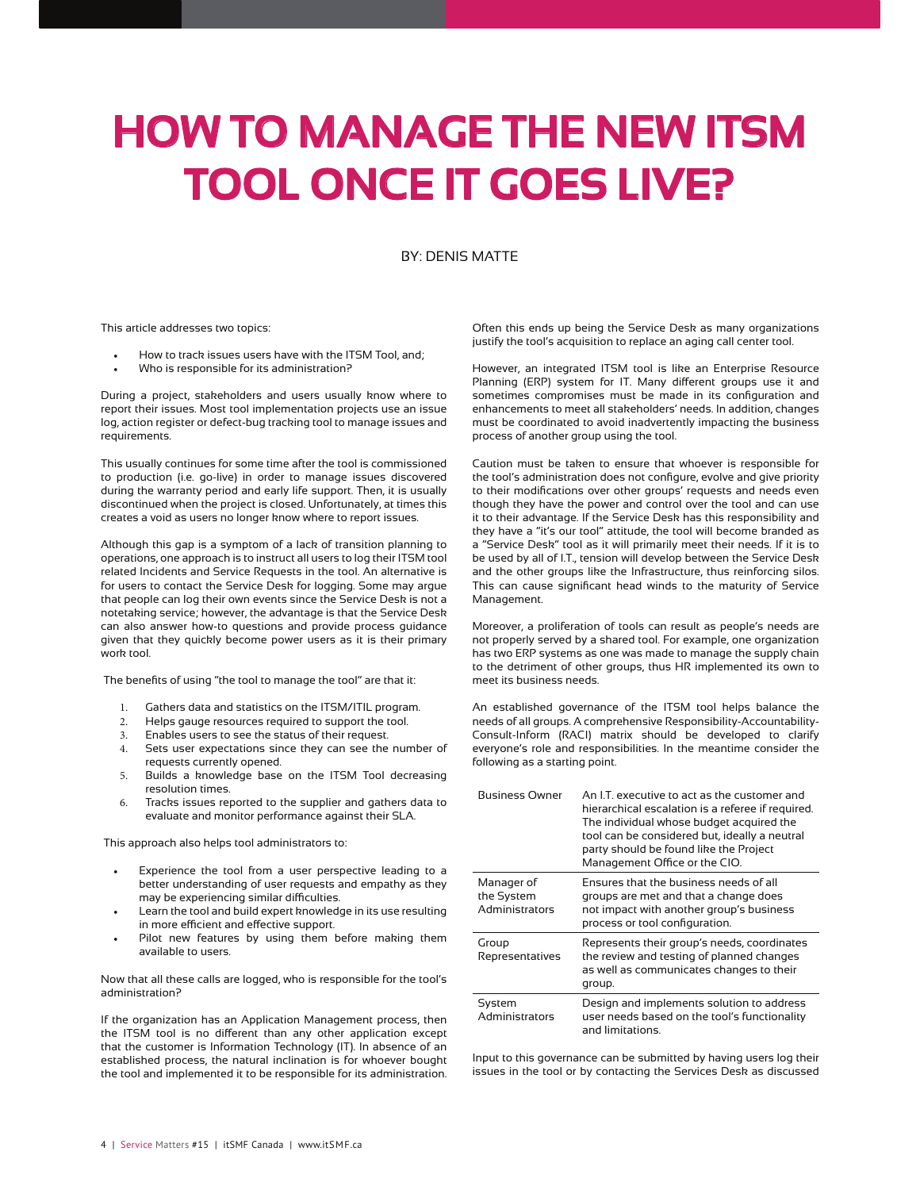# HOW TO MANAGE THE NEW ITSM TOOL ONCE IT GOES LIVE?

BY: DENIS MATTE

This article addresses two topics:

- How to track issues users have with the ITSM Tool, and;
- Who is responsible for its administration?

During a project, stakeholders and users usually know where to report their issues. Most tool implementation projects use an issue log, action register or defect-bug tracking tool to manage issues and requirements.

This usually continues for some time after the tool is commissioned to production (i.e. go-live) in order to manage issues discovered during the warranty period and early life support. Then, it is usually discontinued when the project is closed. Unfortunately, at times this creates a void as users no longer know where to report issues.

Although this gap is a symptom of a lack of transition planning to operations, one approach is to instruct all users to log their ITSM tool related Incidents and Service Requests in the tool. An alternative is for users to contact the Service Desk for logging. Some may argue that people can log their own events since the Service Desk is not a notetaking service; however, the advantage is that the Service Desk can also answer how-to questions and provide process guidance given that they quickly become power users as it is their primary work tool.

The benefits of using "the tool to manage the tool" are that it:

1. Gathers data and statistics on the ITSM/ITIL program.
2. Helps gauge resources required to support the tool.
3. Enables users to see the status of their request.
4. Sets user expectations since they can see the number of requests currently opened.
5. Builds a knowledge base on the ITSM Tool decreasing resolution times.
6. Tracks issues reported to the supplier and gathers data to evaluate and monitor performance against their SLA.

This approach also helps tool administrators to:

- Experience the tool from a user perspective leading to a better understanding of user requests and empathy as they may be experiencing similar difficulties.
- Learn the tool and build expert knowledge in its use resulting in more efficient and effective support.
- Pilot new features by using them before making them available to users.

Now that all these calls are logged, who is responsible for the tool's administration?

If the organization has an Application Management process, then the ITSM tool is no different than any other application except that the customer is Information Technology (IT). In absence of an established process, the natural inclination is for whoever bought the tool and implemented it to be responsible for its administration. Often this ends up being the Service Desk as many organizations justify the tool's acquisition to replace an aging call center tool.

However, an integrated ITSM tool is like an Enterprise Resource Planning (ERP) system for IT. Many different groups use it and sometimes compromises must be made in its configuration and enhancements to meet all stakeholders' needs. In addition, changes must be coordinated to avoid inadvertently impacting the business process of another group using the tool.

Caution must be taken to ensure that whoever is responsible for the tool's administration does not configure, evolve and give priority to their modifications over other groups' requests and needs even though they have the power and control over the tool and can use it to their advantage. If the Service Desk has this responsibility and they have a "it's our tool" attitude, the tool will become branded as a "Service Desk" tool as it will primarily meet their needs. If it is to be used by all of I.T., tension will develop between the Service Desk and the other groups like the Infrastructure, thus reinforcing silos. This can cause significant head winds to the maturity of Service Management.

Moreover, a proliferation of tools can result as people's needs are not properly served by a shared tool. For example, one organization has two ERP systems as one was made to manage the supply chain to the detriment of other groups, thus HR implemented its own to meet its business needs.

An established governance of the ITSM tool helps balance the needs of all groups. A comprehensive Responsibility-Accountability-Consult-Inform (RACI) matrix should be developed to clarify everyone's role and responsibilities. In the meantime consider the following as a starting point.

| Role | Responsibility |
|---|---|
| Business Owner | An I.T. executive to act as the customer and hierarchical escalation is a referee if required. The individual whose budget acquired the tool can be considered but, ideally a neutral party should be found like the Project Management Office or the CIO. |
| Manager of the System Administrators | Ensures that the business needs of all groups are met and that a change does not impact with another group's business process or tool configuration. |
| Group Representatives | Represents their group's needs, coordinates the review and testing of planned changes as well as communicates changes to their group. |
| System Administrators | Design and implements solution to address user needs based on the tool's functionality and limitations. |

Input to this governance can be submitted by having users log their issues in the tool or by contacting the Services Desk as discussed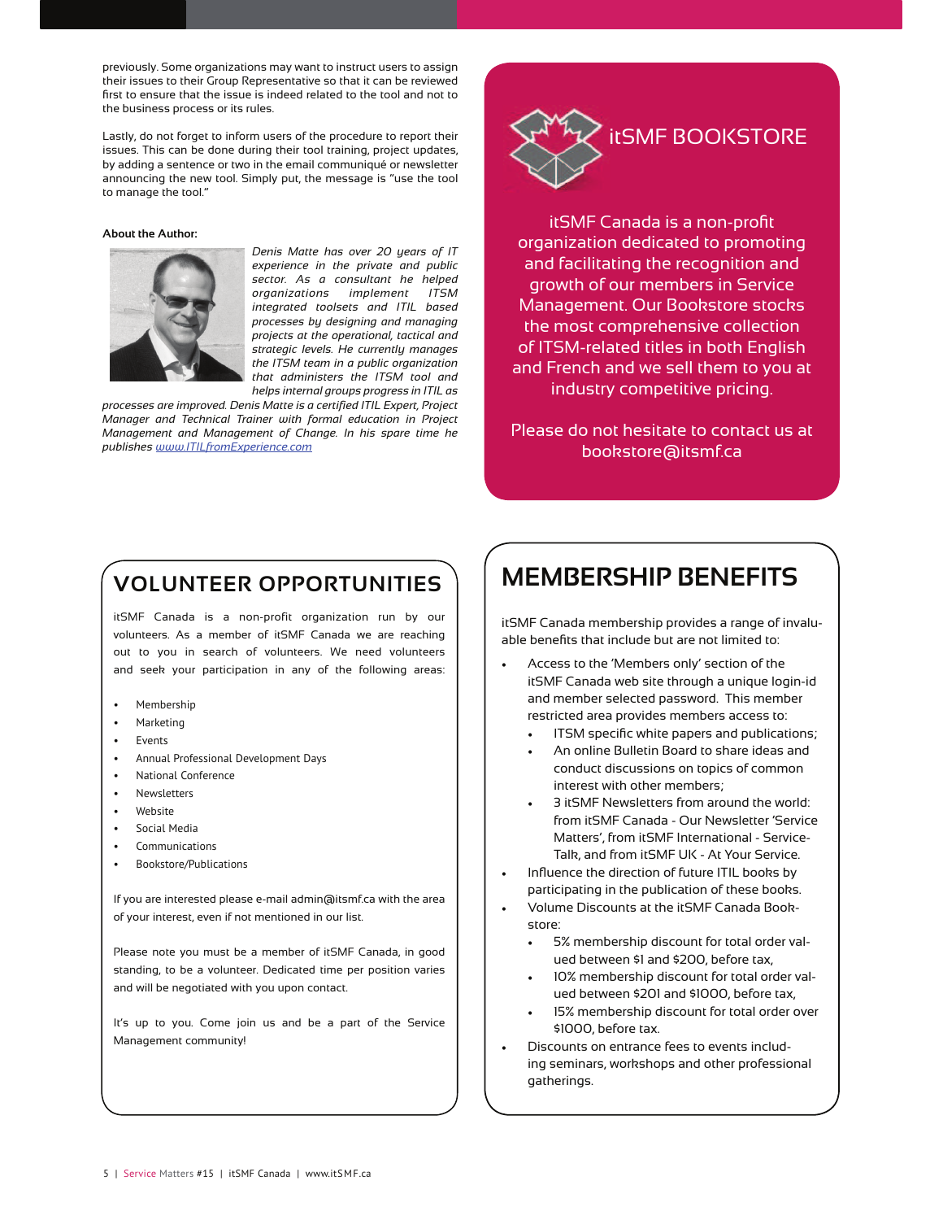previously. Some organizations may want to instruct users to assign their issues to their Group Representative so that it can be reviewed first to ensure that the issue is indeed related to the tool and not to the business process or its rules.

Lastly, do not forget to inform users of the procedure to report their issues. This can be done during their tool training, project updates, by adding a sentence or two in the email communiqué or newsletter announcing the new tool. Simply put, the message is "use the tool to manage the tool."

**About the Author:**

*Denis Matte has over 20 years of IT experience in the private and public sector. As a consultant he helped organizations implement ITSM integrated toolsets and ITIL based processes by designing and managing projects at the operational, tactical and strategic levels. He currently manages the ITSM team in a public organization that administers the ITSM tool and helps internal groups progress in ITIL as processes are improved. Denis Matte is a certified ITIL Expert, Project Manager and Technical Trainer with formal education in Project Management and Management of Change. In his spare time he publishes [www.ITILfromExperience.com](http://www.ITILfromExperience.com)*

## itSMF BOOKSTORE

itSMF Canada is a non-profit organization dedicated to promoting and facilitating the recognition and growth of our members in Service Management. Our Bookstore stocks the most comprehensive collection of ITSM-related titles in both English and French and we sell them to you at industry competitive pricing.

Please do not hesitate to contact us at bookstore@itsmf.ca

## VOLUNTEER OPPORTUNITIES

itSMF Canada is a non-profit organization run by our volunteers. As a member of itSMF Canada we are reaching out to you in search of volunteers. We need volunteers and seek your participation in any of the following areas:

- Membership
- Marketing
- Events
- Annual Professional Development Days
- National Conference
- Newsletters
- Website
- Social Media
- Communications
- Bookstore/Publications

If you are interested please e-mail admin@itsmf.ca with the area of your interest, even if not mentioned in our list.

Please note you must be a member of itSMF Canada, in good standing, to be a volunteer. Dedicated time per position varies and will be negotiated with you upon contact.

It's up to you. Come join us and be a part of the Service Management community!

## MEMBERSHIP BENEFITS

itSMF Canada membership provides a range of invaluable benefits that include but are not limited to:

- Access to the 'Members only' section of the itSMF Canada web site through a unique login-id and member selected password. This member restricted area provides members access to:
  - ITSM specific white papers and publications;
  - An online Bulletin Board to share ideas and conduct discussions on topics of common interest with other members;
  - 3 itSMF Newsletters from around the world: from itSMF Canada - Our Newsletter 'Service Matters', from itSMF International - ServiceTalk, and from itSMF UK - At Your Service.
- Influence the direction of future ITIL books by participating in the publication of these books.
- Volume Discounts at the itSMF Canada Bookstore:
  - 5% membership discount for total order valued between $1 and $200, before tax,
  - 10% membership discount for total order valued between $201 and $1000, before tax,
  - 15% membership discount for total order over $1000, before tax.
- Discounts on entrance fees to events including seminars, workshops and other professional gatherings.